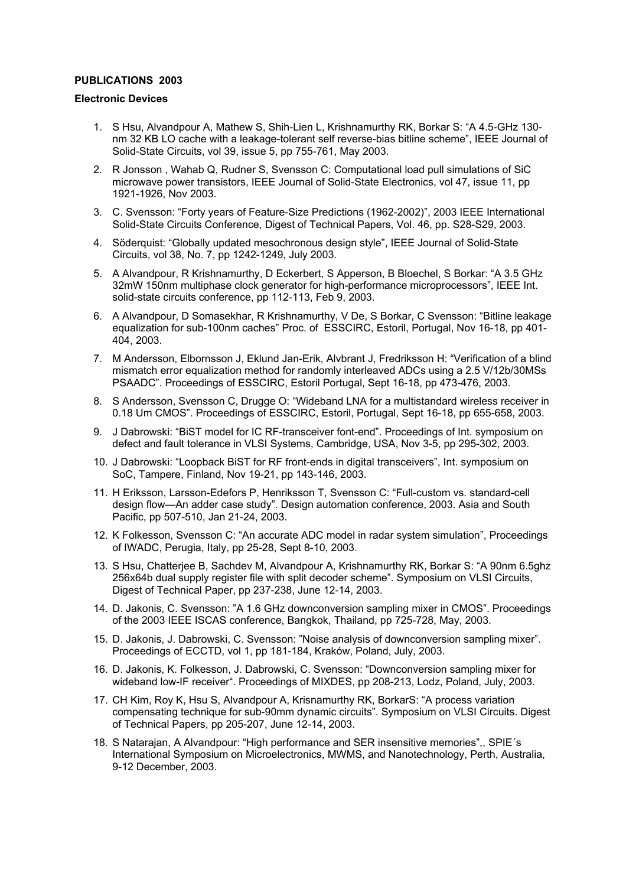**PUBLICATIONS 2003**

**Electronic Devices**

1. S Hsu, Alvandpour A, Mathew S, Shih-Lien L, Krishnamurthy RK, Borkar S: "A 4.5-GHz 130-nm 32 KB LO cache with a leakage-tolerant self reverse-bias bitline scheme", IEEE Journal of Solid-State Circuits, vol 39, issue 5, pp 755-761, May 2003.
2. R Jonsson , Wahab Q, Rudner S, Svensson C: Computational load pull simulations of SiC microwave power transistors, IEEE Journal of Solid-State Electronics, vol 47, issue 11, pp 1921-1926, Nov 2003.
3. C. Svensson: "Forty years of Feature-Size Predictions (1962-2002)", 2003 IEEE International Solid-State Circuits Conference, Digest of Technical Papers, Vol. 46, pp. S28-S29, 2003.
4. Söderquist: "Globally updated mesochronous design style", IEEE Journal of Solid-State Circuits, vol 38, No. 7, pp 1242-1249, July 2003.
5. A Alvandpour, R Krishnamurthy, D Eckerbert, S Apperson, B Bloechel, S Borkar: "A 3.5 GHz 32mW 150nm multiphase clock generator for high-performance microprocessors", IEEE Int. solid-state circuits conference, pp 112-113, Feb 9, 2003.
6. A Alvandpour, D Somasekhar, R Krishnamurthy, V De, S Borkar, C Svensson: "Bitline leakage equalization for sub-100nm caches" Proc. of ESSCIRC, Estoril, Portugal, Nov 16-18, pp 401-404, 2003.
7. M Andersson, Elbornsson J, Eklund Jan-Erik, Alvbrant J, Fredriksson H: "Verification of a blind mismatch error equalization method for randomly interleaved ADCs using a 2.5 V/12b/30MSs PSAADC". Proceedings of ESSCIRC, Estoril Portugal, Sept 16-18, pp 473-476, 2003.
8. S Andersson, Svensson C, Drugge O: "Wideband LNA for a multistandard wireless receiver in 0.18 Um CMOS". Proceedings of ESSCIRC, Estoril, Portugal, Sept 16-18, pp 655-658, 2003.
9. J Dabrowski: "BiST model for IC RF-transceiver font-end". Proceedings of Int. symposium on defect and fault tolerance in VLSI Systems, Cambridge, USA, Nov 3-5, pp 295-302, 2003.
10. J Dabrowski: "Loopback BiST for RF front-ends in digital transceivers", Int. symposium on SoC, Tampere, Finland, Nov 19-21, pp 143-146, 2003.
11. H Eriksson, Larsson-Edefors P, Henriksson T, Svensson C: "Full-custom vs. standard-cell design flow—An adder case study". Design automation conference, 2003. Asia and South Pacific, pp 507-510, Jan 21-24, 2003.
12. K Folkesson, Svensson C: "An accurate ADC model in radar system simulation", Proceedings of IWADC, Perugia, Italy, pp 25-28, Sept 8-10, 2003.
13. S Hsu, Chatterjee B, Sachdev M, Alvandpour A, Krishnamurthy RK, Borkar S: "A 90nm 6.5ghz 256x64b dual supply register file with split decoder scheme". Symposium on VLSI Circuits, Digest of Technical Paper, pp 237-238, June 12-14, 2003.
14. D. Jakonis, C. Svensson: "A 1.6 GHz downconversion sampling mixer in CMOS". Proceedings of the 2003 IEEE ISCAS conference, Bangkok, Thailand, pp 725-728, May, 2003.
15. D. Jakonis, J. Dabrowski, C. Svensson: "Noise analysis of downconversion sampling mixer". Proceedings of ECCTD, vol 1, pp 181-184, Kraków, Poland, July, 2003.
16. D. Jakonis, K. Folkesson, J. Dabrowski, C. Svensson: "Downconversion sampling mixer for wideband low-IF receiver". Proceedings of MIXDES, pp 208-213, Lodz, Poland, July, 2003.
17. CH Kim, Roy K, Hsu S, Alvandpour A, Krisnamurthy RK, BorkarS: "A process variation compensating technique for sub-90mm dynamic circuits". Symposium on VLSI Circuits. Digest of Technical Papers, pp 205-207, June 12-14, 2003.
18. S Natarajan, A Alvandpour: "High performance and SER insensitive memories",, SPIE´s International Symposium on Microelectronics, MWMS, and Nanotechnology, Perth, Australia, 9-12 December, 2003.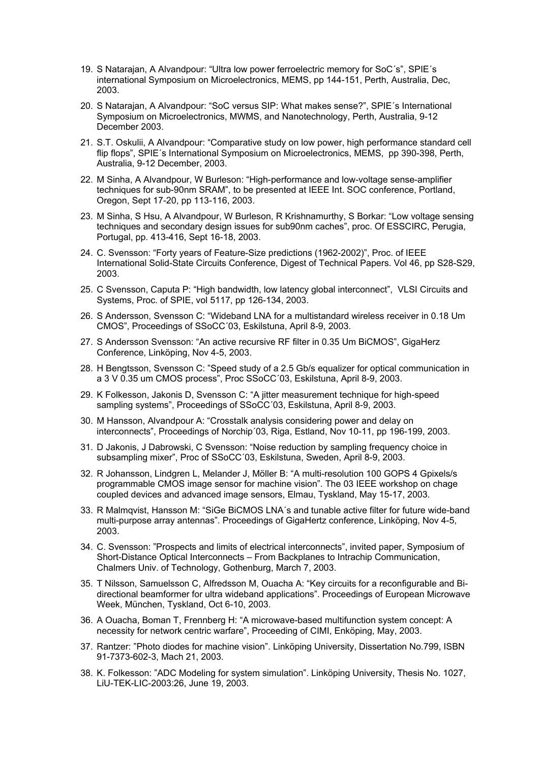19. S Natarajan, A Alvandpour: “Ultra low power ferroelectric memory for SoC´s”, SPIE´s international Symposium on Microelectronics, MEMS, pp 144-151, Perth, Australia, Dec, 2003.

20. S Natarajan, A Alvandpour: “SoC versus SIP: What makes sense?”, SPIE´s International Symposium on Microelectronics, MWMS, and Nanotechnology, Perth, Australia, 9-12 December 2003.

21. S.T. Oskulii, A Alvandpour: “Comparative study on low power, high performance standard cell flip flops”, SPIE´s International Symposium on Microelectronics, MEMS, pp 390-398, Perth, Australia, 9-12 December, 2003.

22. M Sinha, A Alvandpour, W Burleson: “High-performance and low-voltage sense-amplifier techniques for sub-90nm SRAM”, to be presented at IEEE Int. SOC conference, Portland, Oregon, Sept 17-20, pp 113-116, 2003.

23. M Sinha, S Hsu, A Alvandpour, W Burleson, R Krishnamurthy, S Borkar: “Low voltage sensing techniques and secondary design issues for sub90nm caches”, proc. Of ESSCIRC, Perugia, Portugal, pp. 413-416, Sept 16-18, 2003.

24. C. Svensson: “Forty years of Feature-Size predictions (1962-2002)”, Proc. of IEEE International Solid-State Circuits Conference, Digest of Technical Papers. Vol 46, pp S28-S29, 2003.

25. C Svensson, Caputa P: “High bandwidth, low latency global interconnect”, VLSI Circuits and Systems, Proc. of SPIE, vol 5117, pp 126-134, 2003.

26. S Andersson, Svensson C: “Wideband LNA for a multistandard wireless receiver in 0.18 Um CMOS”, Proceedings of SSoCC´03, Eskilstuna, April 8-9, 2003.

27. S Andersson Svensson: “An active recursive RF filter in 0.35 Um BiCMOS”, GigaHerz Conference, Linköping, Nov 4-5, 2003.

28. H Bengtsson, Svensson C: ”Speed study of a 2.5 Gb/s equalizer for optical communication in a 3 V 0.35 um CMOS process”, Proc SSoCC´03, Eskilstuna, April 8-9, 2003.

29. K Folkesson, Jakonis D, Svensson C: “A jitter measurement technique for high-speed sampling systems”, Proceedings of SSoCC´03, Eskilstuna, April 8-9, 2003.

30. M Hansson, Alvandpour A: “Crosstalk analysis considering power and delay on interconnects”, Proceedings of Norchip´03, Riga, Estland, Nov 10-11, pp 196-199, 2003.

31. D Jakonis, J Dabrowski, C Svensson: “Noise reduction by sampling frequency choice in subsampling mixer”, Proc of SSoCC´03, Eskilstuna, Sweden, April 8-9, 2003.

32. R Johansson, Lindgren L, Melander J, Möller B: “A multi-resolution 100 GOPS 4 Gpixels/s programmable CMOS image sensor for machine vision”. The 03 IEEE workshop on chage coupled devices and advanced image sensors, Elmau, Tyskland, May 15-17, 2003.

33. R Malmqvist, Hansson M: “SiGe BiCMOS LNA´s and tunable active filter for future wide-band multi-purpose array antennas”. Proceedings of GigaHertz conference, Linköping, Nov 4-5, 2003.

34. C. Svensson: ”Prospects and limits of electrical interconnects”, invited paper, Symposium of Short-Distance Optical Interconnects – From Backplanes to Intrachip Communication, Chalmers Univ. of Technology, Gothenburg, March 7, 2003.

35. T Nilsson, Samuelsson C, Alfredsson M, Ouacha A: “Key circuits for a reconfigurable and Bi-directional beamformer for ultra wideband applications”. Proceedings of European Microwave Week, München, Tyskland, Oct 6-10, 2003.

36. A Ouacha, Boman T, Frennberg H: “A microwave-based multifunction system concept: A necessity for network centric warfare”, Proceeding of CIMI, Enköping, May, 2003.

37. Rantzer: ”Photo diodes for machine vision”. Linköping University, Dissertation No.799, ISBN 91-7373-602-3, Mach 21, 2003.

38. K. Folkesson: ”ADC Modeling for system simulation”. Linköping University, Thesis No. 1027, LiU-TEK-LIC-2003:26, June 19, 2003.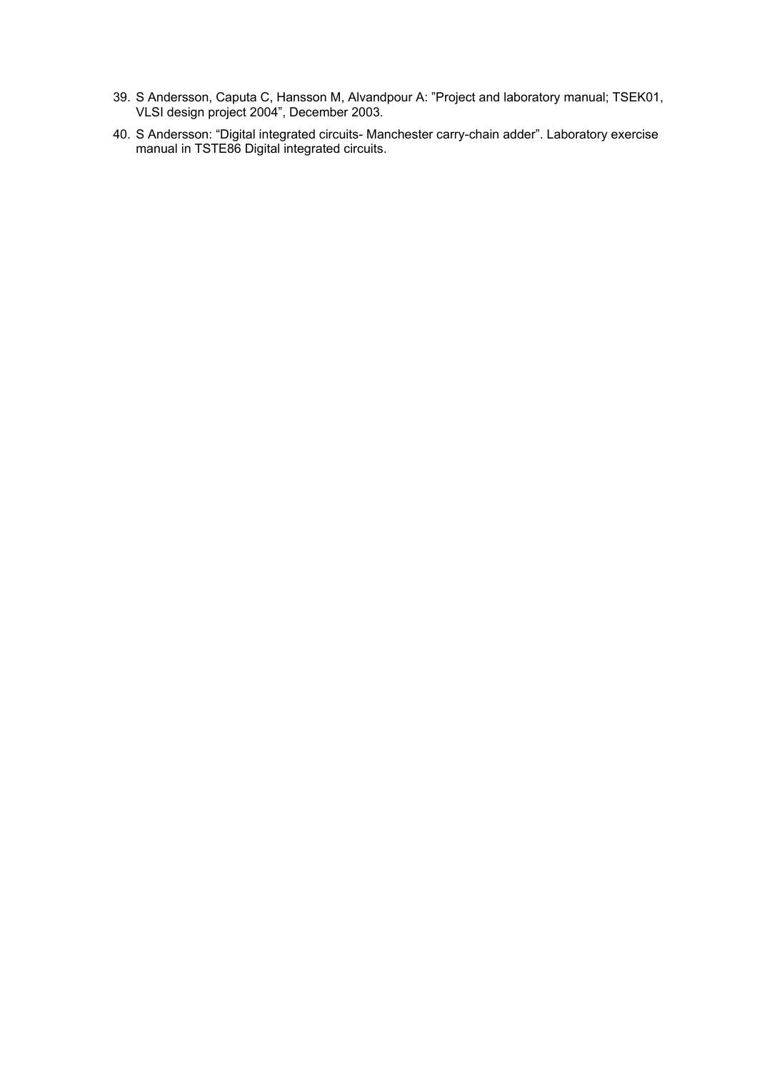39. S Andersson, Caputa C, Hansson M, Alvandpour A: ”Project and laboratory manual; TSEK01, VLSI design project 2004”, December 2003.

40. S Andersson: “Digital integrated circuits- Manchester carry-chain adder”. Laboratory exercise manual in TSTE86 Digital integrated circuits.